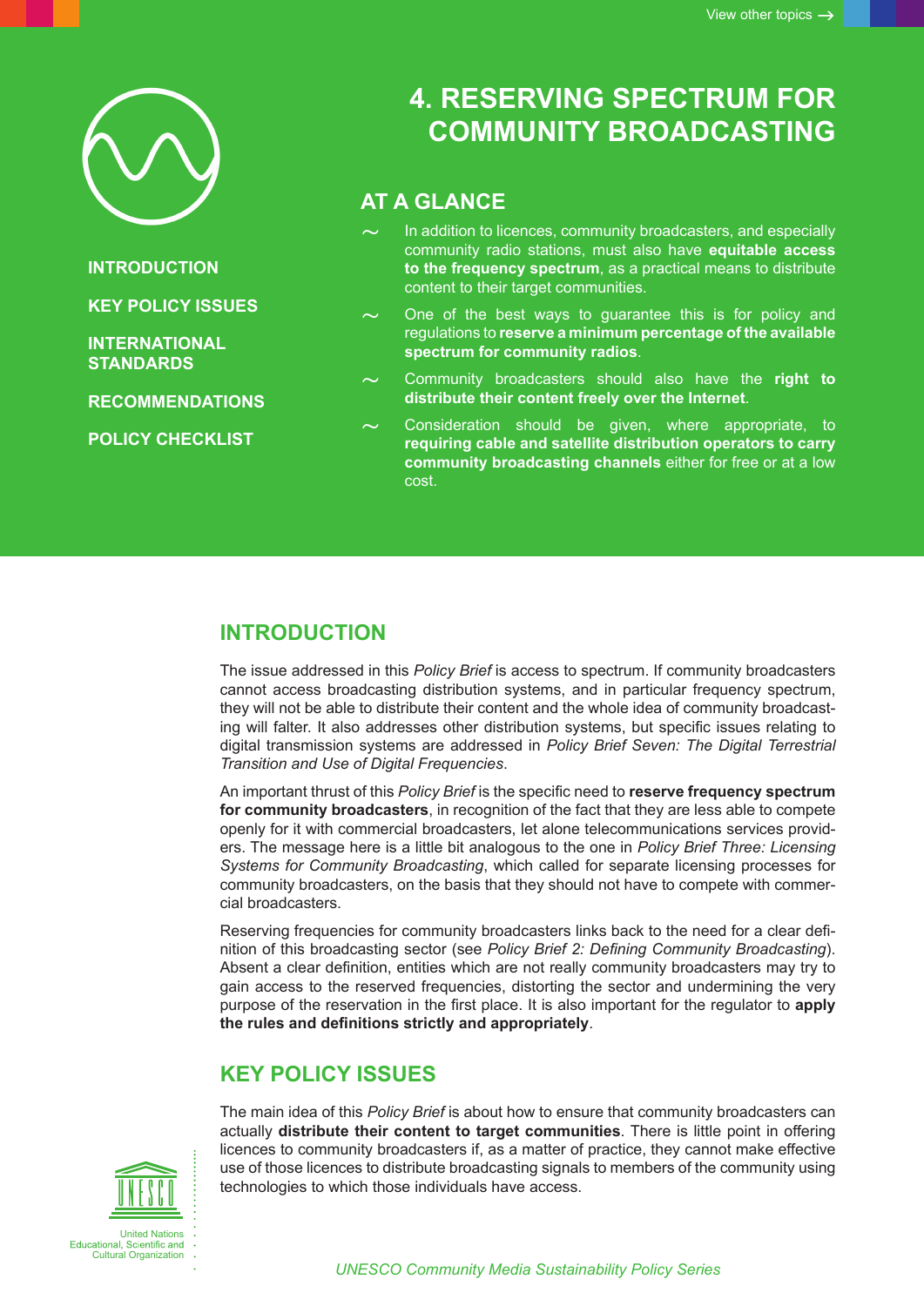# 4. RESERVING SPECTRUM FOR COMMUNITY BROADCASTING

## AT A GLANCE

- In addition to licences, community broadcasters, and especially community radio stations, must also have **equitable access to the frequency spectrum**, as a practical means to distribute content to their target communities.
- One of the best ways to guarantee this is for policy and regulations to **reserve a minimum percentage of the available spectrum for community radios**.
- Community broadcasters should also have the **right to distribute their content freely over the Internet**.
- Consideration should be given, where appropriate, to **requiring cable and satellite distribution operators to carry community broadcasting channels** either for free or at a low cost.

## INTRODUCTION

The issue addressed in this *Policy Brief* is access to spectrum. If community broadcasters cannot access broadcasting distribution systems, and in particular frequency spectrum, they will not be able to distribute their content and the whole idea of community broadcasting will falter. It also addresses other distribution systems, but specific issues relating to digital transmission systems are addressed in *Policy Brief Seven: The Digital Terrestrial Transition and Use of Digital Frequencies*.

An important thrust of this *Policy Brief* is the specific need to **reserve frequency spectrum for community broadcasters**, in recognition of the fact that they are less able to compete openly for it with commercial broadcasters, let alone telecommunications services providers. The message here is a little bit analogous to the one in *Policy Brief Three: Licensing Systems for Community Broadcasting*, which called for separate licensing processes for community broadcasters, on the basis that they should not have to compete with commercial broadcasters.

Reserving frequencies for community broadcasters links back to the need for a clear definition of this broadcasting sector (see *Policy Brief 2: Defining Community Broadcasting*). Absent a clear definition, entities which are not really community broadcasters may try to gain access to the reserved frequencies, distorting the sector and undermining the very purpose of the reservation in the first place. It is also important for the regulator to **apply the rules and definitions strictly and appropriately**.

## KEY POLICY ISSUES

The main idea of this *Policy Brief* is about how to ensure that community broadcasters can actually **distribute their content to target communities**. There is little point in offering licences to community broadcasters if, as a matter of practice, they cannot make effective use of those licences to distribute broadcasting signals to members of the community using technologies to which those individuals have access.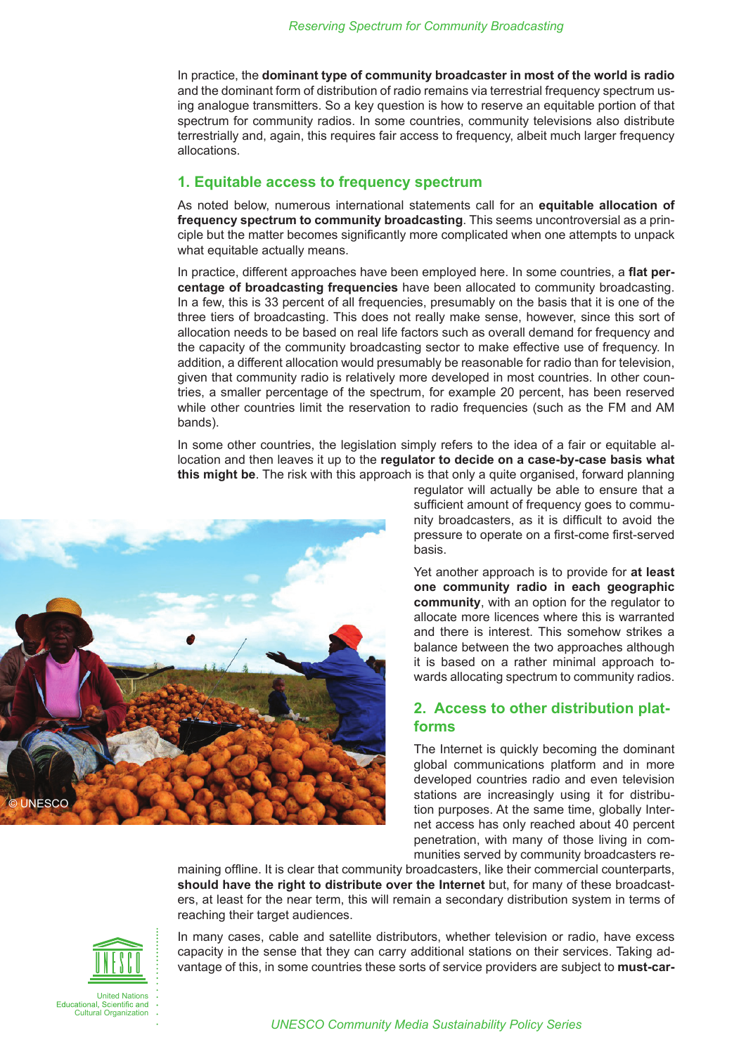In practice, the **dominant type of community broadcaster in most of the world is radio** and the dominant form of distribution of radio remains via terrestrial frequency spectrum using analogue transmitters. So a key question is how to reserve an equitable portion of that spectrum for community radios. In some countries, community televisions also distribute terrestrially and, again, this requires fair access to frequency, albeit much larger frequency allocations.

## 1. Equitable access to frequency spectrum

As noted below, numerous international statements call for an **equitable allocation of frequency spectrum to community broadcasting**. This seems uncontroversial as a principle but the matter becomes significantly more complicated when one attempts to unpack what equitable actually means.

In practice, different approaches have been employed here. In some countries, a **flat percentage of broadcasting frequencies** have been allocated to community broadcasting. In a few, this is 33 percent of all frequencies, presumably on the basis that it is one of the three tiers of broadcasting. This does not really make sense, however, since this sort of allocation needs to be based on real life factors such as overall demand for frequency and the capacity of the community broadcasting sector to make effective use of frequency. In addition, a different allocation would presumably be reasonable for radio than for television, given that community radio is relatively more developed in most countries. In other countries, a smaller percentage of the spectrum, for example 20 percent, has been reserved while other countries limit the reservation to radio frequencies (such as the FM and AM bands).

In some other countries, the legislation simply refers to the idea of a fair or equitable allocation and then leaves it up to the **regulator to decide on a case-by-case basis what this might be**. The risk with this approach is that only a quite organised, forward planning regulator will actually be able to ensure that a sufficient amount of frequency goes to community broadcasters, as it is difficult to avoid the pressure to operate on a first-come first-served basis.

Yet another approach is to provide for **at least one community radio in each geographic community**, with an option for the regulator to allocate more licences where this is warranted and there is interest. This somehow strikes a balance between the two approaches although it is based on a rather minimal approach towards allocating spectrum to community radios.

## 2. Access to other distribution platforms

The Internet is quickly becoming the dominant global communications platform and in more developed countries radio and even television stations are increasingly using it for distribution purposes. At the same time, globally Internet access has only reached about 40 percent penetration, with many of those living in communities served by community broadcasters remaining offline. It is clear that community broadcasters, like their commercial counterparts, **should have the right to distribute over the Internet** but, for many of these broadcasters, at least for the near term, this will remain a secondary distribution system in terms of reaching their target audiences.

In many cases, cable and satellite distributors, whether television or radio, have excess capacity in the sense that they can carry additional stations on their services. Taking advantage of this, in some countries these sorts of service providers are subject to **must-car-**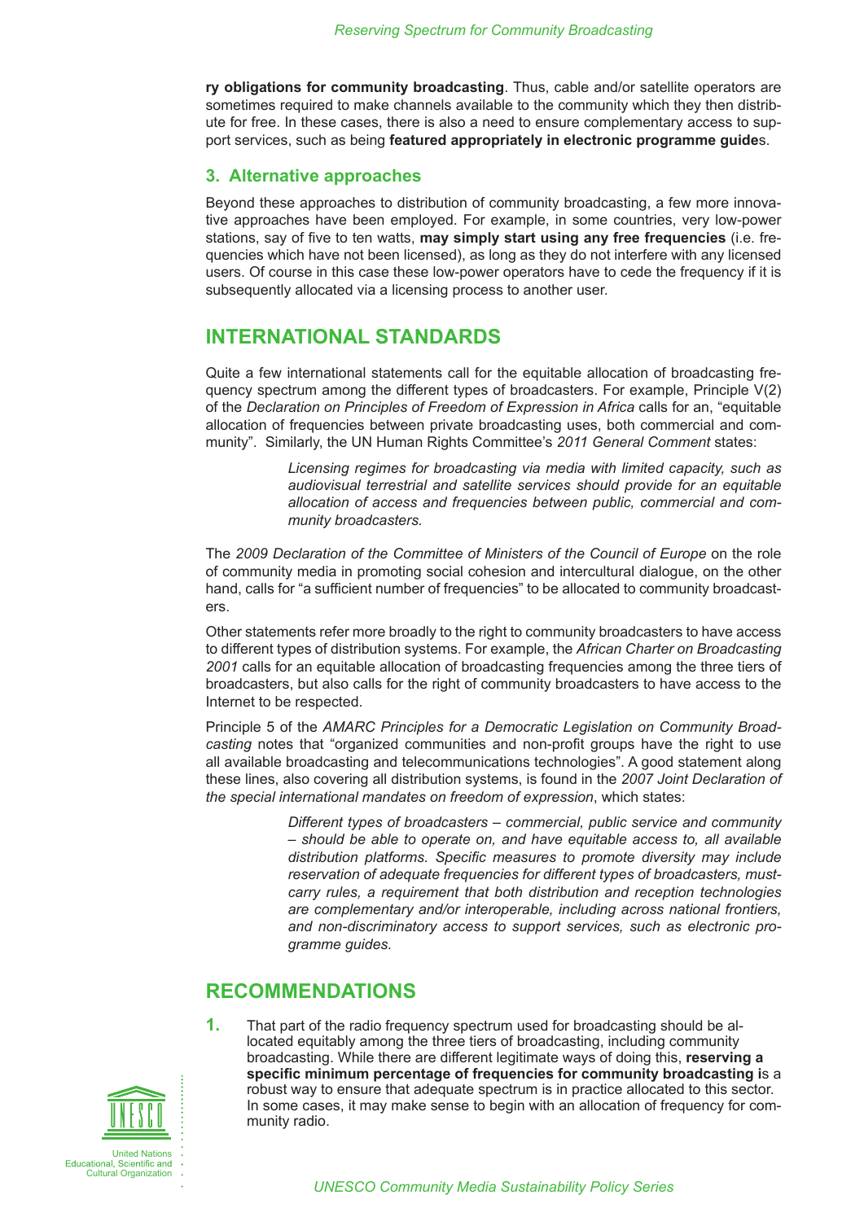**ry obligations for community broadcasting**. Thus, cable and/or satellite operators are sometimes required to make channels available to the community which they then distribute for free. In these cases, there is also a need to ensure complementary access to support services, such as being **featured appropriately in electronic programme guide**s.

### 3. Alternative approaches

Beyond these approaches to distribution of community broadcasting, a few more innovative approaches have been employed. For example, in some countries, very low-power stations, say of five to ten watts, **may simply start using any free frequencies** (i.e. frequencies which have not been licensed), as long as they do not interfere with any licensed users. Of course in this case these low-power operators have to cede the frequency if it is subsequently allocated via a licensing process to another user.

## INTERNATIONAL STANDARDS

Quite a few international statements call for the equitable allocation of broadcasting frequency spectrum among the different types of broadcasters. For example, Principle V(2) of the *Declaration on Principles of Freedom of Expression in Africa* calls for an, "equitable allocation of frequencies between private broadcasting uses, both commercial and community". Similarly, the UN Human Rights Committee's *2011 General Comment* states:

> *Licensing regimes for broadcasting via media with limited capacity, such as audiovisual terrestrial and satellite services should provide for an equitable allocation of access and frequencies between public, commercial and community broadcasters.*

The *2009 Declaration of the Committee of Ministers of the Council of Europe* on the role of community media in promoting social cohesion and intercultural dialogue, on the other hand, calls for "a sufficient number of frequencies" to be allocated to community broadcasters.

Other statements refer more broadly to the right to community broadcasters to have access to different types of distribution systems. For example, the *African Charter on Broadcasting 2001* calls for an equitable allocation of broadcasting frequencies among the three tiers of broadcasters, but also calls for the right of community broadcasters to have access to the Internet to be respected.

Principle 5 of the *AMARC Principles for a Democratic Legislation on Community Broadcasting* notes that "organized communities and non-profit groups have the right to use all available broadcasting and telecommunications technologies". A good statement along these lines, also covering all distribution systems, is found in the *2007 Joint Declaration of the special international mandates on freedom of expression*, which states:

> *Different types of broadcasters – commercial, public service and community – should be able to operate on, and have equitable access to, all available distribution platforms. Specific measures to promote diversity may include reservation of adequate frequencies for different types of broadcasters, must-carry rules, a requirement that both distribution and reception technologies are complementary and/or interoperable, including across national frontiers, and non-discriminatory access to support services, such as electronic programme guides.*

## RECOMMENDATIONS

1. That part of the radio frequency spectrum used for broadcasting should be allocated equitably among the three tiers of broadcasting, including community broadcasting. While there are different legitimate ways of doing this, **reserving a specific minimum percentage of frequencies for community broadcasting i**s a robust way to ensure that adequate spectrum is in practice allocated to this sector. In some cases, it may make sense to begin with an allocation of frequency for community radio.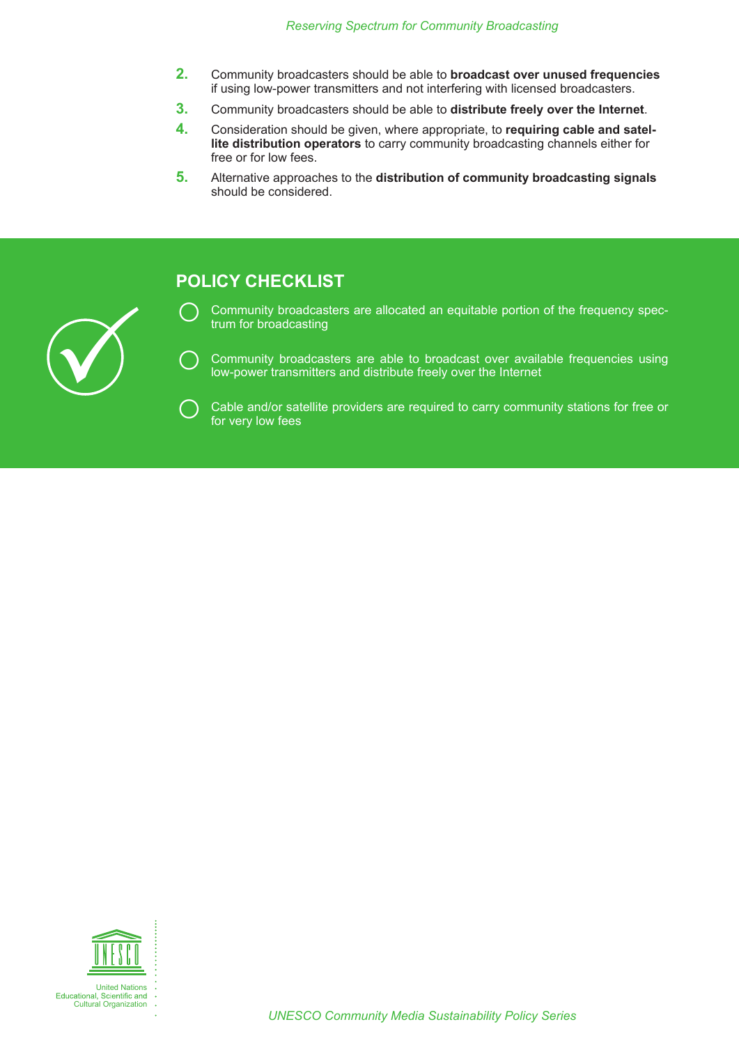2. Community broadcasters should be able to **broadcast over unused frequencies** if using low-power transmitters and not interfering with licensed broadcasters.
3. Community broadcasters should be able to **distribute freely over the Internet**.
4. Consideration should be given, where appropriate, to **requiring cable and satellite distribution operators** to carry community broadcasting channels either for free or for low fees.
5. Alternative approaches to the **distribution of community broadcasting signals** should be considered.

## POLICY CHECKLIST

- ◯ Community broadcasters are allocated an equitable portion of the frequency spectrum for broadcasting
- ◯ Community broadcasters are able to broadcast over available frequencies using low-power transmitters and distribute freely over the Internet
- ◯ Cable and/or satellite providers are required to carry community stations for free or for very low fees